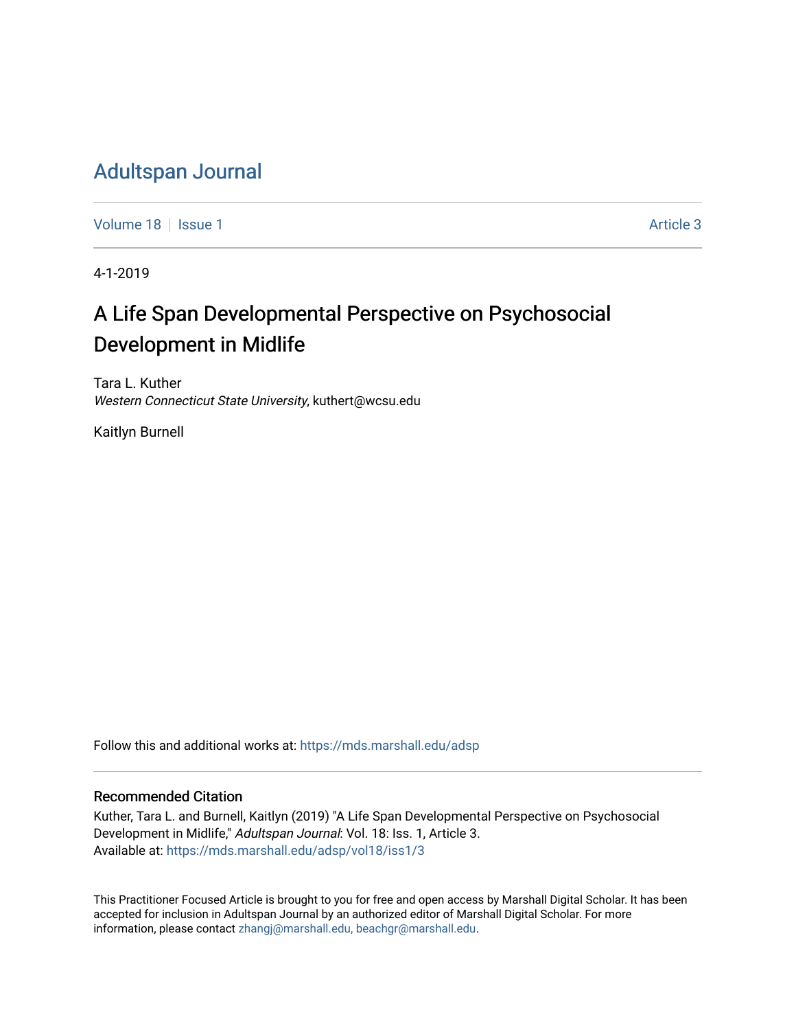# Adultspan Journal

Volume 18 | Issue 1 | Article 3

4-1-2019

## A Life Span Developmental Perspective on Psychosocial Development in Midlife

Tara L. Kuther
*Western Connecticut State University*, kuthert@wcsu.edu

Kaitlyn Burnell

Follow this and additional works at: https://mds.marshall.edu/adsp

### Recommended Citation

Kuther, Tara L. and Burnell, Kaitlyn (2019) "A Life Span Developmental Perspective on Psychosocial Development in Midlife," *Adultspan Journal*: Vol. 18: Iss. 1, Article 3.
Available at: https://mds.marshall.edu/adsp/vol18/iss1/3

This Practitioner Focused Article is brought to you for free and open access by Marshall Digital Scholar. It has been accepted for inclusion in Adultspan Journal by an authorized editor of Marshall Digital Scholar. For more information, please contact zhangj@marshall.edu, beachgr@marshall.edu.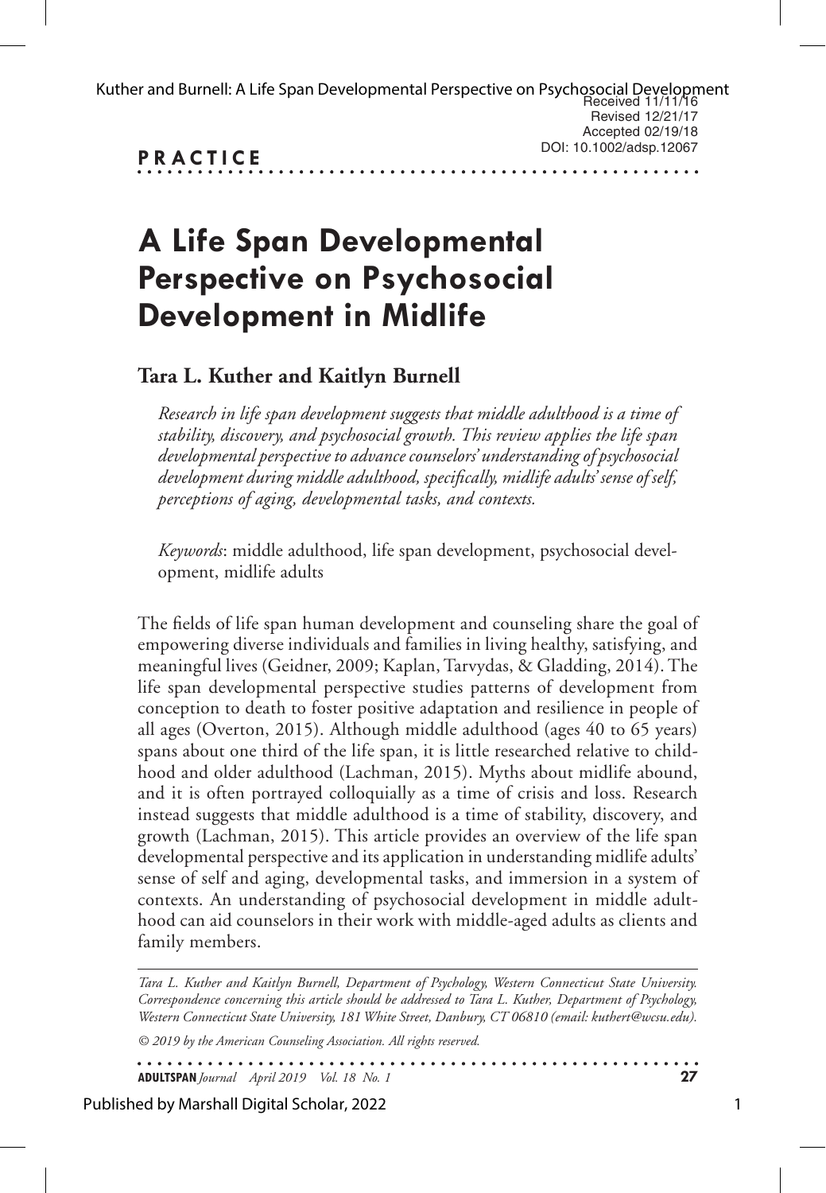Received 11/11/16
Revised 12/21/17
Accepted 02/19/18
DOI: 10.1002/adsp.12067

**PRACTICE**

# A Life Span Developmental Perspective on Psychosocial Development in Midlife

**Tara L. Kuther and Kaitlyn Burnell**

*Research in life span development suggests that middle adulthood is a time of stability, discovery, and psychosocial growth. This review applies the life span developmental perspective to advance counselors' understanding of psychosocial development during middle adulthood, specifically, midlife adults' sense of self, perceptions of aging, developmental tasks, and contexts.*

*Keywords*: middle adulthood, life span development, psychosocial development, midlife adults

The fields of life span human development and counseling share the goal of empowering diverse individuals and families in living healthy, satisfying, and meaningful lives (Geidner, 2009; Kaplan, Tarvydas, & Gladding, 2014). The life span developmental perspective studies patterns of development from conception to death to foster positive adaptation and resilience in people of all ages (Overton, 2015). Although middle adulthood (ages 40 to 65 years) spans about one third of the life span, it is little researched relative to childhood and older adulthood (Lachman, 2015). Myths about midlife abound, and it is often portrayed colloquially as a time of crisis and loss. Research instead suggests that middle adulthood is a time of stability, discovery, and growth (Lachman, 2015). This article provides an overview of the life span developmental perspective and its application in understanding midlife adults' sense of self and aging, developmental tasks, and immersion in a system of contexts. An understanding of psychosocial development in middle adulthood can aid counselors in their work with middle-aged adults as clients and family members.

*Tara L. Kuther and Kaitlyn Burnell, Department of Psychology, Western Connecticut State University. Correspondence concerning this article should be addressed to Tara L. Kuther, Department of Psychology, Western Connecticut State University, 181 White Street, Danbury, CT 06810 (email: kuthert@wcsu.edu).*

*© 2019 by the American Counseling Association. All rights reserved.*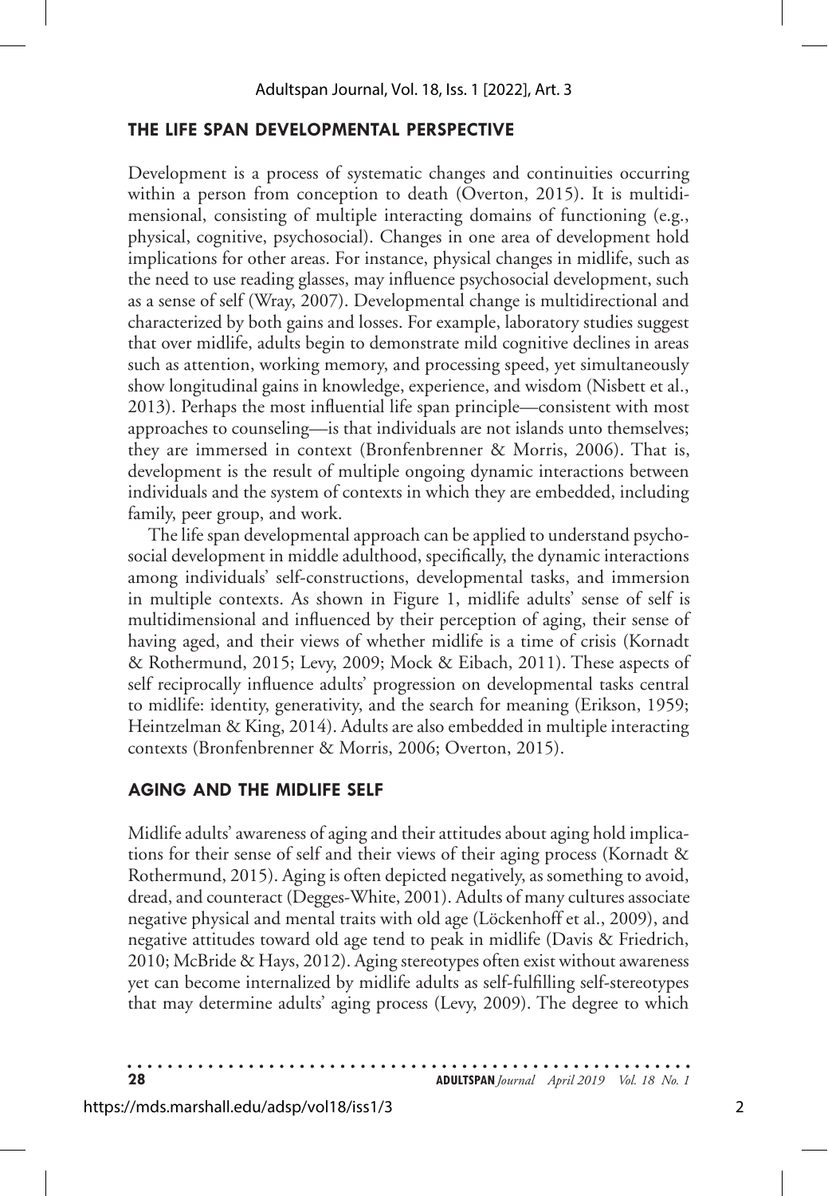## THE LIFE SPAN DEVELOPMENTAL PERSPECTIVE

Development is a process of systematic changes and continuities occurring within a person from conception to death (Overton, 2015). It is multidimensional, consisting of multiple interacting domains of functioning (e.g., physical, cognitive, psychosocial). Changes in one area of development hold implications for other areas. For instance, physical changes in midlife, such as the need to use reading glasses, may influence psychosocial development, such as a sense of self (Wray, 2007). Developmental change is multidirectional and characterized by both gains and losses. For example, laboratory studies suggest that over midlife, adults begin to demonstrate mild cognitive declines in areas such as attention, working memory, and processing speed, yet simultaneously show longitudinal gains in knowledge, experience, and wisdom (Nisbett et al., 2013). Perhaps the most influential life span principle—consistent with most approaches to counseling—is that individuals are not islands unto themselves; they are immersed in context (Bronfenbrenner & Morris, 2006). That is, development is the result of multiple ongoing dynamic interactions between individuals and the system of contexts in which they are embedded, including family, peer group, and work.

The life span developmental approach can be applied to understand psychosocial development in middle adulthood, specifically, the dynamic interactions among individuals' self-constructions, developmental tasks, and immersion in multiple contexts. As shown in Figure 1, midlife adults' sense of self is multidimensional and influenced by their perception of aging, their sense of having aged, and their views of whether midlife is a time of crisis (Kornadt & Rothermund, 2015; Levy, 2009; Mock & Eibach, 2011). These aspects of self reciprocally influence adults' progression on developmental tasks central to midlife: identity, generativity, and the search for meaning (Erikson, 1959; Heintzelman & King, 2014). Adults are also embedded in multiple interacting contexts (Bronfenbrenner & Morris, 2006; Overton, 2015).

## AGING AND THE MIDLIFE SELF

Midlife adults' awareness of aging and their attitudes about aging hold implications for their sense of self and their views of their aging process (Kornadt & Rothermund, 2015). Aging is often depicted negatively, as something to avoid, dread, and counteract (Degges-White, 2001). Adults of many cultures associate negative physical and mental traits with old age (Löckenhoff et al., 2009), and negative attitudes toward old age tend to peak in midlife (Davis & Friedrich, 2010; McBride & Hays, 2012). Aging stereotypes often exist without awareness yet can become internalized by midlife adults as self-fulfilling self-stereotypes that may determine adults' aging process (Levy, 2009). The degree to which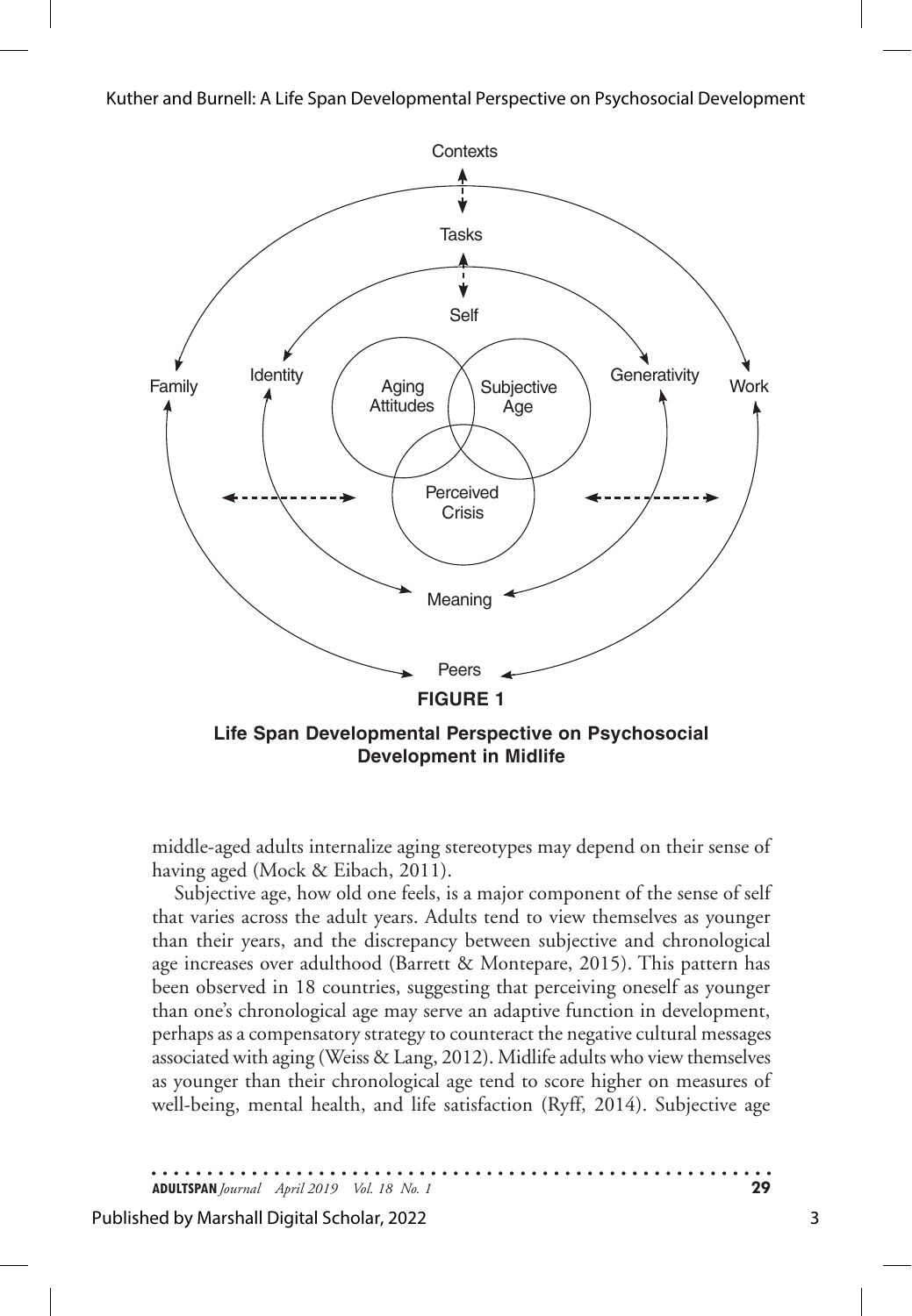**FIGURE 1**

**Life Span Developmental Perspective on Psychosocial Development in Midlife**

middle-aged adults internalize aging stereotypes may depend on their sense of having aged (Mock & Eibach, 2011).

Subjective age, how old one feels, is a major component of the sense of self that varies across the adult years. Adults tend to view themselves as younger than their years, and the discrepancy between subjective and chronological age increases over adulthood (Barrett & Montepare, 2015). This pattern has been observed in 18 countries, suggesting that perceiving oneself as younger than one's chronological age may serve an adaptive function in development, perhaps as a compensatory strategy to counteract the negative cultural messages associated with aging (Weiss & Lang, 2012). Midlife adults who view themselves as younger than their chronological age tend to score higher on measures of well-being, mental health, and life satisfaction (Ryff, 2014). Subjective age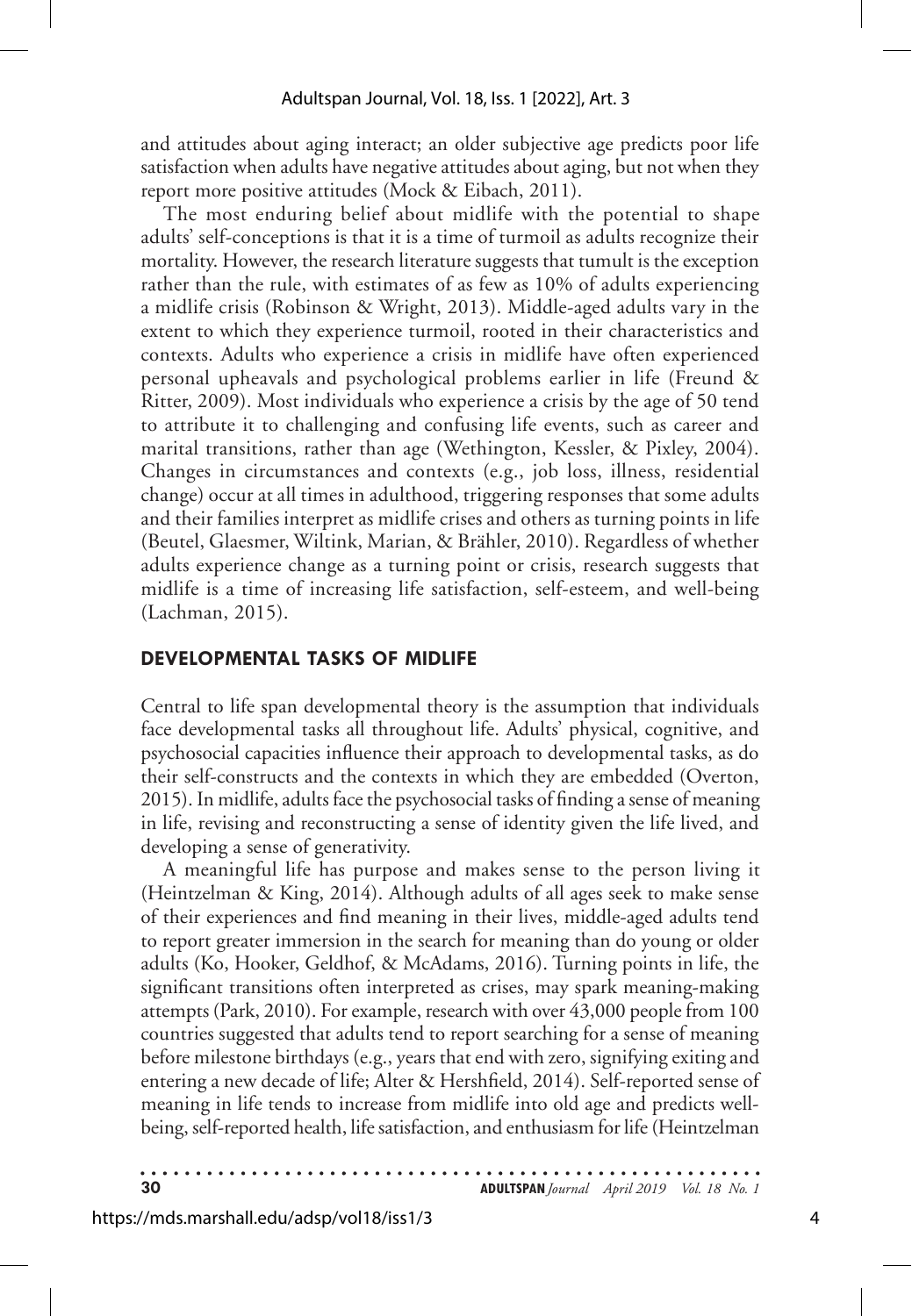and attitudes about aging interact; an older subjective age predicts poor life satisfaction when adults have negative attitudes about aging, but not when they report more positive attitudes (Mock & Eibach, 2011).

The most enduring belief about midlife with the potential to shape adults' self-conceptions is that it is a time of turmoil as adults recognize their mortality. However, the research literature suggests that tumult is the exception rather than the rule, with estimates of as few as 10% of adults experiencing a midlife crisis (Robinson & Wright, 2013). Middle-aged adults vary in the extent to which they experience turmoil, rooted in their characteristics and contexts. Adults who experience a crisis in midlife have often experienced personal upheavals and psychological problems earlier in life (Freund & Ritter, 2009). Most individuals who experience a crisis by the age of 50 tend to attribute it to challenging and confusing life events, such as career and marital transitions, rather than age (Wethington, Kessler, & Pixley, 2004). Changes in circumstances and contexts (e.g., job loss, illness, residential change) occur at all times in adulthood, triggering responses that some adults and their families interpret as midlife crises and others as turning points in life (Beutel, Glaesmer, Wiltink, Marian, & Brähler, 2010). Regardless of whether adults experience change as a turning point or crisis, research suggests that midlife is a time of increasing life satisfaction, self-esteem, and well-being (Lachman, 2015).

## DEVELOPMENTAL TASKS OF MIDLIFE

Central to life span developmental theory is the assumption that individuals face developmental tasks all throughout life. Adults' physical, cognitive, and psychosocial capacities influence their approach to developmental tasks, as do their self-constructs and the contexts in which they are embedded (Overton, 2015). In midlife, adults face the psychosocial tasks of finding a sense of meaning in life, revising and reconstructing a sense of identity given the life lived, and developing a sense of generativity.

A meaningful life has purpose and makes sense to the person living it (Heintzelman & King, 2014). Although adults of all ages seek to make sense of their experiences and find meaning in their lives, middle-aged adults tend to report greater immersion in the search for meaning than do young or older adults (Ko, Hooker, Geldhof, & McAdams, 2016). Turning points in life, the significant transitions often interpreted as crises, may spark meaning-making attempts (Park, 2010). For example, research with over 43,000 people from 100 countries suggested that adults tend to report searching for a sense of meaning before milestone birthdays (e.g., years that end with zero, signifying exiting and entering a new decade of life; Alter & Hershfield, 2014). Self-reported sense of meaning in life tends to increase from midlife into old age and predicts well-being, self-reported health, life satisfaction, and enthusiasm for life (Heintzelman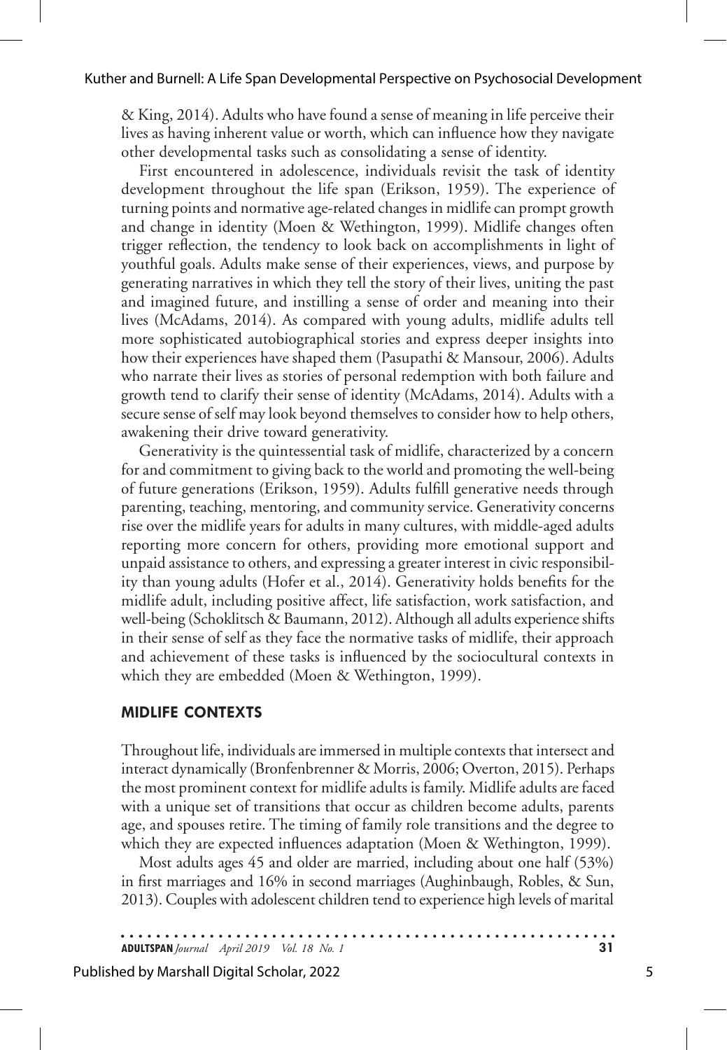& King, 2014). Adults who have found a sense of meaning in life perceive their lives as having inherent value or worth, which can influence how they navigate other developmental tasks such as consolidating a sense of identity.

First encountered in adolescence, individuals revisit the task of identity development throughout the life span (Erikson, 1959). The experience of turning points and normative age-related changes in midlife can prompt growth and change in identity (Moen & Wethington, 1999). Midlife changes often trigger reflection, the tendency to look back on accomplishments in light of youthful goals. Adults make sense of their experiences, views, and purpose by generating narratives in which they tell the story of their lives, uniting the past and imagined future, and instilling a sense of order and meaning into their lives (McAdams, 2014). As compared with young adults, midlife adults tell more sophisticated autobiographical stories and express deeper insights into how their experiences have shaped them (Pasupathi & Mansour, 2006). Adults who narrate their lives as stories of personal redemption with both failure and growth tend to clarify their sense of identity (McAdams, 2014). Adults with a secure sense of self may look beyond themselves to consider how to help others, awakening their drive toward generativity.

Generativity is the quintessential task of midlife, characterized by a concern for and commitment to giving back to the world and promoting the well-being of future generations (Erikson, 1959). Adults fulfill generative needs through parenting, teaching, mentoring, and community service. Generativity concerns rise over the midlife years for adults in many cultures, with middle-aged adults reporting more concern for others, providing more emotional support and unpaid assistance to others, and expressing a greater interest in civic responsibility than young adults (Hofer et al., 2014). Generativity holds benefits for the midlife adult, including positive affect, life satisfaction, work satisfaction, and well-being (Schoklitsch & Baumann, 2012). Although all adults experience shifts in their sense of self as they face the normative tasks of midlife, their approach and achievement of these tasks is influenced by the sociocultural contexts in which they are embedded (Moen & Wethington, 1999).

## MIDLIFE CONTEXTS

Throughout life, individuals are immersed in multiple contexts that intersect and interact dynamically (Bronfenbrenner & Morris, 2006; Overton, 2015). Perhaps the most prominent context for midlife adults is family. Midlife adults are faced with a unique set of transitions that occur as children become adults, parents age, and spouses retire. The timing of family role transitions and the degree to which they are expected influences adaptation (Moen & Wethington, 1999).

Most adults ages 45 and older are married, including about one half (53%) in first marriages and 16% in second marriages (Aughinbaugh, Robles, & Sun, 2013). Couples with adolescent children tend to experience high levels of marital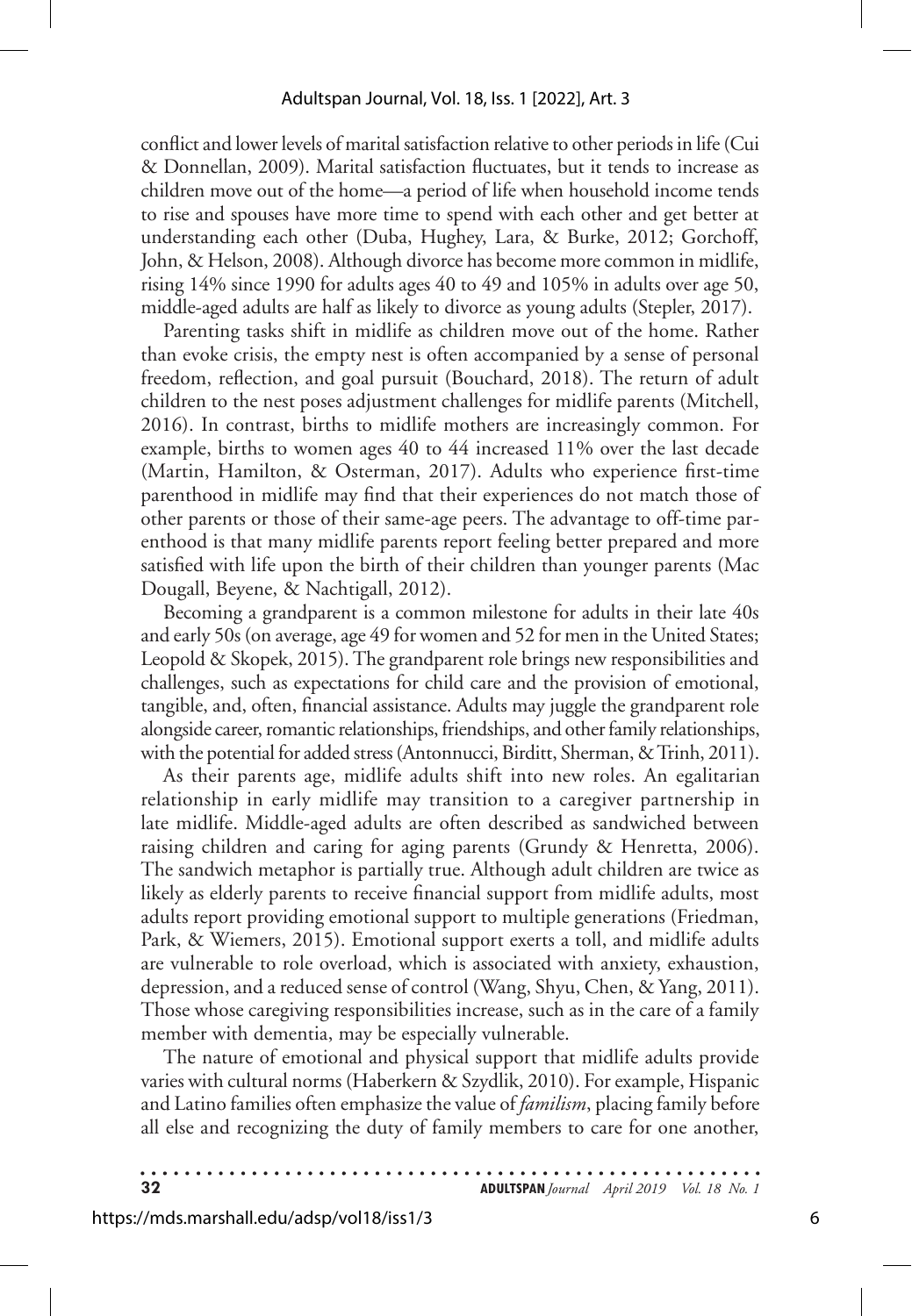conflict and lower levels of marital satisfaction relative to other periods in life (Cui & Donnellan, 2009). Marital satisfaction fluctuates, but it tends to increase as children move out of the home—a period of life when household income tends to rise and spouses have more time to spend with each other and get better at understanding each other (Duba, Hughey, Lara, & Burke, 2012; Gorchoff, John, & Helson, 2008). Although divorce has become more common in midlife, rising 14% since 1990 for adults ages 40 to 49 and 105% in adults over age 50, middle-aged adults are half as likely to divorce as young adults (Stepler, 2017).

Parenting tasks shift in midlife as children move out of the home. Rather than evoke crisis, the empty nest is often accompanied by a sense of personal freedom, reflection, and goal pursuit (Bouchard, 2018). The return of adult children to the nest poses adjustment challenges for midlife parents (Mitchell, 2016). In contrast, births to midlife mothers are increasingly common. For example, births to women ages 40 to 44 increased 11% over the last decade (Martin, Hamilton, & Osterman, 2017). Adults who experience first-time parenthood in midlife may find that their experiences do not match those of other parents or those of their same-age peers. The advantage to off-time parenthood is that many midlife parents report feeling better prepared and more satisfied with life upon the birth of their children than younger parents (Mac Dougall, Beyene, & Nachtigall, 2012).

Becoming a grandparent is a common milestone for adults in their late 40s and early 50s (on average, age 49 for women and 52 for men in the United States; Leopold & Skopek, 2015). The grandparent role brings new responsibilities and challenges, such as expectations for child care and the provision of emotional, tangible, and, often, financial assistance. Adults may juggle the grandparent role alongside career, romantic relationships, friendships, and other family relationships, with the potential for added stress (Antonnucci, Birditt, Sherman, & Trinh, 2011).

As their parents age, midlife adults shift into new roles. An egalitarian relationship in early midlife may transition to a caregiver partnership in late midlife. Middle-aged adults are often described as sandwiched between raising children and caring for aging parents (Grundy & Henretta, 2006). The sandwich metaphor is partially true. Although adult children are twice as likely as elderly parents to receive financial support from midlife adults, most adults report providing emotional support to multiple generations (Friedman, Park, & Wiemers, 2015). Emotional support exerts a toll, and midlife adults are vulnerable to role overload, which is associated with anxiety, exhaustion, depression, and a reduced sense of control (Wang, Shyu, Chen, & Yang, 2011). Those whose caregiving responsibilities increase, such as in the care of a family member with dementia, may be especially vulnerable.

The nature of emotional and physical support that midlife adults provide varies with cultural norms (Haberkern & Szydlik, 2010). For example, Hispanic and Latino families often emphasize the value of *familism*, placing family before all else and recognizing the duty of family members to care for one another,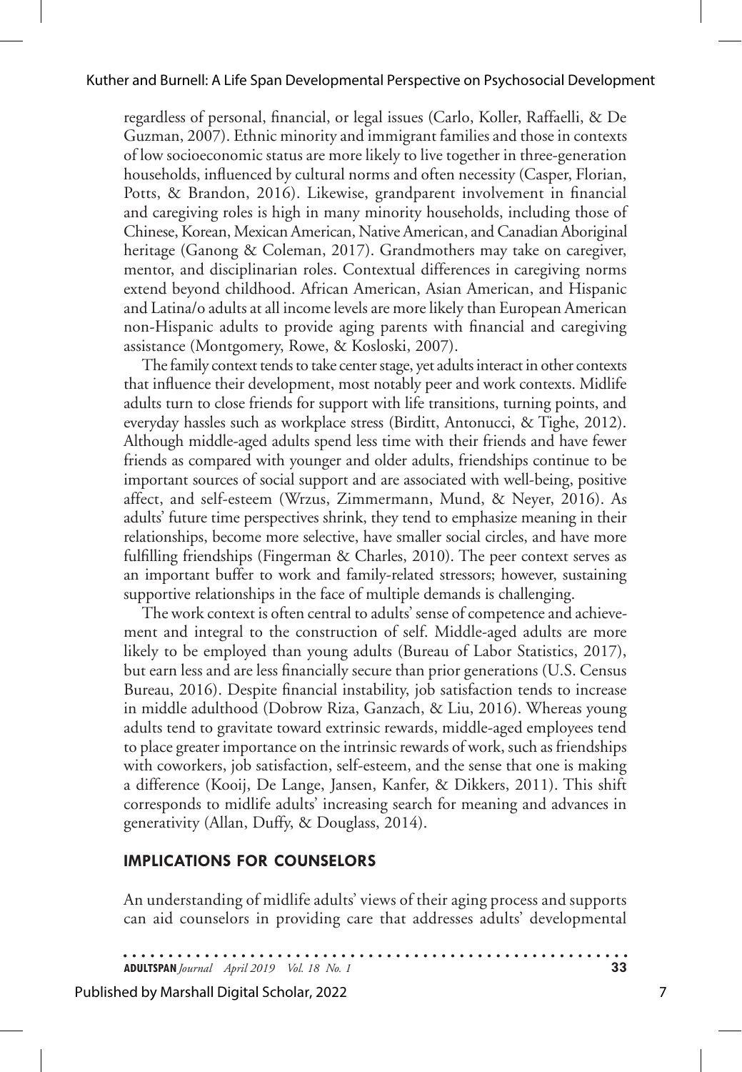regardless of personal, financial, or legal issues (Carlo, Koller, Raffaelli, & De Guzman, 2007). Ethnic minority and immigrant families and those in contexts of low socioeconomic status are more likely to live together in three-generation households, influenced by cultural norms and often necessity (Casper, Florian, Potts, & Brandon, 2016). Likewise, grandparent involvement in financial and caregiving roles is high in many minority households, including those of Chinese, Korean, Mexican American, Native American, and Canadian Aboriginal heritage (Ganong & Coleman, 2017). Grandmothers may take on caregiver, mentor, and disciplinarian roles. Contextual differences in caregiving norms extend beyond childhood. African American, Asian American, and Hispanic and Latina/o adults at all income levels are more likely than European American non-Hispanic adults to provide aging parents with financial and caregiving assistance (Montgomery, Rowe, & Kosloski, 2007).

The family context tends to take center stage, yet adults interact in other contexts that influence their development, most notably peer and work contexts. Midlife adults turn to close friends for support with life transitions, turning points, and everyday hassles such as workplace stress (Birditt, Antonucci, & Tighe, 2012). Although middle-aged adults spend less time with their friends and have fewer friends as compared with younger and older adults, friendships continue to be important sources of social support and are associated with well-being, positive affect, and self-esteem (Wrzus, Zimmermann, Mund, & Neyer, 2016). As adults' future time perspectives shrink, they tend to emphasize meaning in their relationships, become more selective, have smaller social circles, and have more fulfilling friendships (Fingerman & Charles, 2010). The peer context serves as an important buffer to work and family-related stressors; however, sustaining supportive relationships in the face of multiple demands is challenging.

The work context is often central to adults' sense of competence and achievement and integral to the construction of self. Middle-aged adults are more likely to be employed than young adults (Bureau of Labor Statistics, 2017), but earn less and are less financially secure than prior generations (U.S. Census Bureau, 2016). Despite financial instability, job satisfaction tends to increase in middle adulthood (Dobrow Riza, Ganzach, & Liu, 2016). Whereas young adults tend to gravitate toward extrinsic rewards, middle-aged employees tend to place greater importance on the intrinsic rewards of work, such as friendships with coworkers, job satisfaction, self-esteem, and the sense that one is making a difference (Kooij, De Lange, Jansen, Kanfer, & Dikkers, 2011). This shift corresponds to midlife adults' increasing search for meaning and advances in generativity (Allan, Duffy, & Douglass, 2014).

## IMPLICATIONS FOR COUNSELORS

An understanding of midlife adults' views of their aging process and supports can aid counselors in providing care that addresses adults' developmental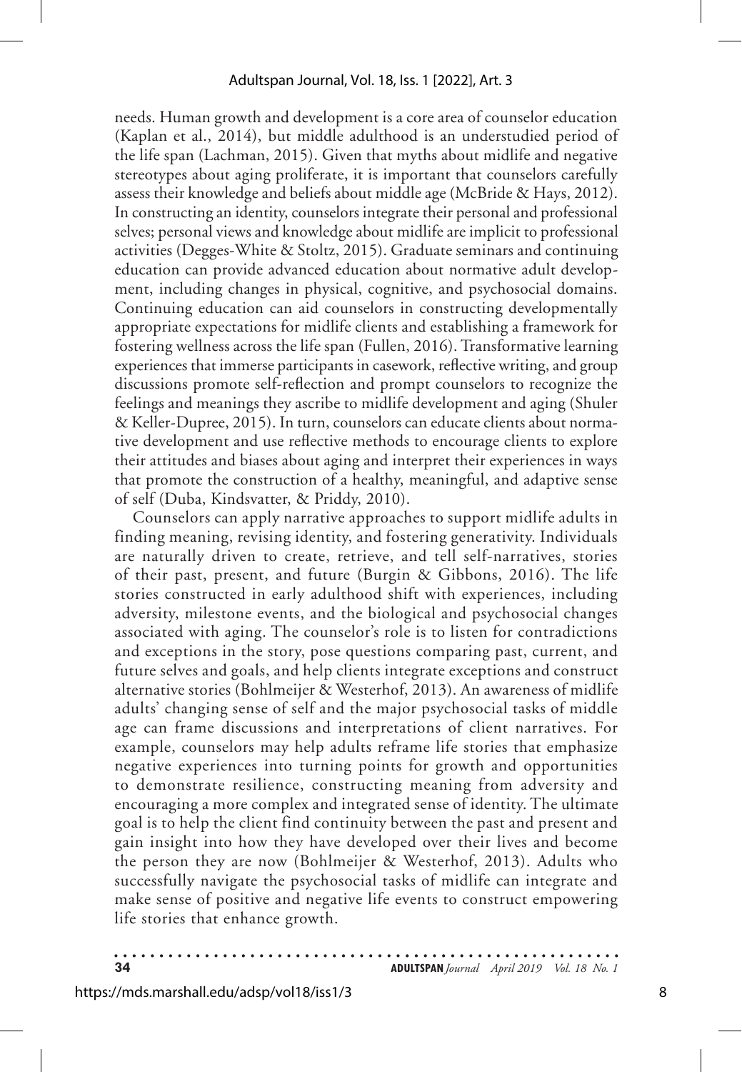needs. Human growth and development is a core area of counselor education (Kaplan et al., 2014), but middle adulthood is an understudied period of the life span (Lachman, 2015). Given that myths about midlife and negative stereotypes about aging proliferate, it is important that counselors carefully assess their knowledge and beliefs about middle age (McBride & Hays, 2012). In constructing an identity, counselors integrate their personal and professional selves; personal views and knowledge about midlife are implicit to professional activities (Degges-White & Stoltz, 2015). Graduate seminars and continuing education can provide advanced education about normative adult development, including changes in physical, cognitive, and psychosocial domains. Continuing education can aid counselors in constructing developmentally appropriate expectations for midlife clients and establishing a framework for fostering wellness across the life span (Fullen, 2016). Transformative learning experiences that immerse participants in casework, reflective writing, and group discussions promote self-reflection and prompt counselors to recognize the feelings and meanings they ascribe to midlife development and aging (Shuler & Keller-Dupree, 2015). In turn, counselors can educate clients about normative development and use reflective methods to encourage clients to explore their attitudes and biases about aging and interpret their experiences in ways that promote the construction of a healthy, meaningful, and adaptive sense of self (Duba, Kindsvatter, & Priddy, 2010).

Counselors can apply narrative approaches to support midlife adults in finding meaning, revising identity, and fostering generativity. Individuals are naturally driven to create, retrieve, and tell self-narratives, stories of their past, present, and future (Burgin & Gibbons, 2016). The life stories constructed in early adulthood shift with experiences, including adversity, milestone events, and the biological and psychosocial changes associated with aging. The counselor's role is to listen for contradictions and exceptions in the story, pose questions comparing past, current, and future selves and goals, and help clients integrate exceptions and construct alternative stories (Bohlmeijer & Westerhof, 2013). An awareness of midlife adults' changing sense of self and the major psychosocial tasks of middle age can frame discussions and interpretations of client narratives. For example, counselors may help adults reframe life stories that emphasize negative experiences into turning points for growth and opportunities to demonstrate resilience, constructing meaning from adversity and encouraging a more complex and integrated sense of identity. The ultimate goal is to help the client find continuity between the past and present and gain insight into how they have developed over their lives and become the person they are now (Bohlmeijer & Westerhof, 2013). Adults who successfully navigate the psychosocial tasks of midlife can integrate and make sense of positive and negative life events to construct empowering life stories that enhance growth.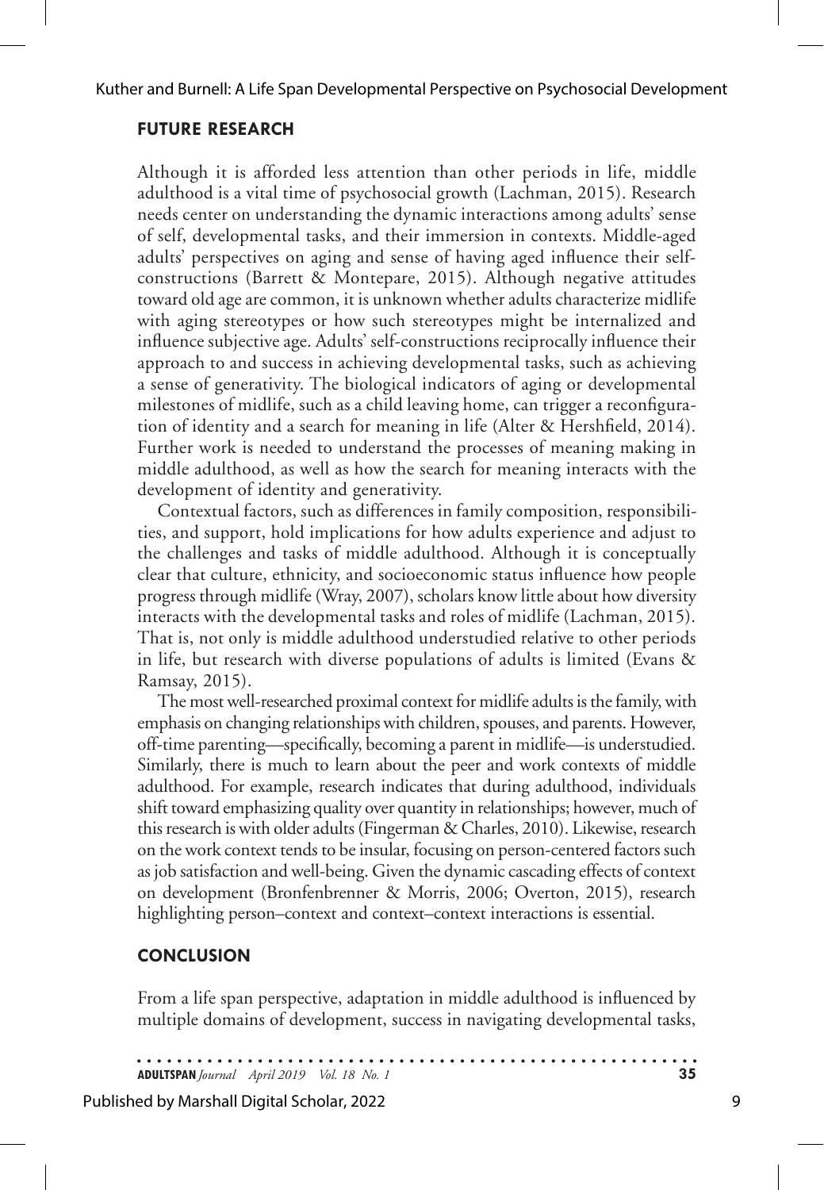## FUTURE RESEARCH

Although it is afforded less attention than other periods in life, middle adulthood is a vital time of psychosocial growth (Lachman, 2015). Research needs center on understanding the dynamic interactions among adults' sense of self, developmental tasks, and their immersion in contexts. Middle-aged adults' perspectives on aging and sense of having aged influence their self-constructions (Barrett & Montepare, 2015). Although negative attitudes toward old age are common, it is unknown whether adults characterize midlife with aging stereotypes or how such stereotypes might be internalized and influence subjective age. Adults' self-constructions reciprocally influence their approach to and success in achieving developmental tasks, such as achieving a sense of generativity. The biological indicators of aging or developmental milestones of midlife, such as a child leaving home, can trigger a reconfiguration of identity and a search for meaning in life (Alter & Hershfield, 2014). Further work is needed to understand the processes of meaning making in middle adulthood, as well as how the search for meaning interacts with the development of identity and generativity.

Contextual factors, such as differences in family composition, responsibilities, and support, hold implications for how adults experience and adjust to the challenges and tasks of middle adulthood. Although it is conceptually clear that culture, ethnicity, and socioeconomic status influence how people progress through midlife (Wray, 2007), scholars know little about how diversity interacts with the developmental tasks and roles of midlife (Lachman, 2015). That is, not only is middle adulthood understudied relative to other periods in life, but research with diverse populations of adults is limited (Evans & Ramsay, 2015).

The most well-researched proximal context for midlife adults is the family, with emphasis on changing relationships with children, spouses, and parents. However, off-time parenting—specifically, becoming a parent in midlife—is understudied. Similarly, there is much to learn about the peer and work contexts of middle adulthood. For example, research indicates that during adulthood, individuals shift toward emphasizing quality over quantity in relationships; however, much of this research is with older adults (Fingerman & Charles, 2010). Likewise, research on the work context tends to be insular, focusing on person-centered factors such as job satisfaction and well-being. Given the dynamic cascading effects of context on development (Bronfenbrenner & Morris, 2006; Overton, 2015), research highlighting person–context and context–context interactions is essential.

## CONCLUSION

From a life span perspective, adaptation in middle adulthood is influenced by multiple domains of development, success in navigating developmental tasks,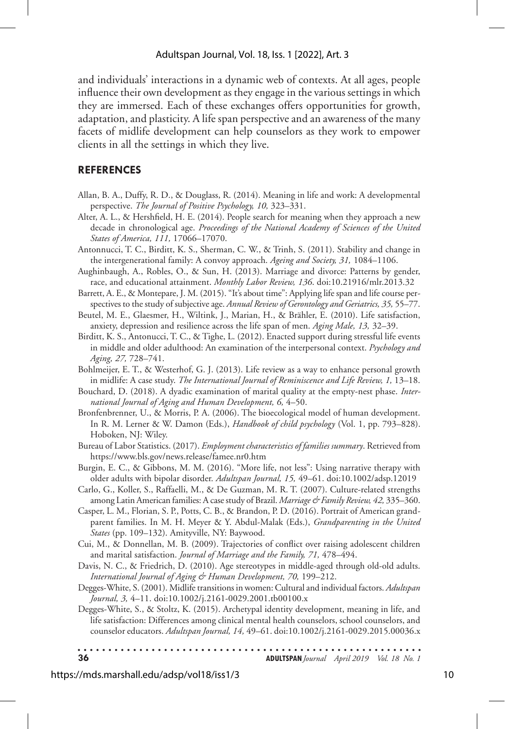and individuals' interactions in a dynamic web of contexts. At all ages, people influence their own development as they engage in the various settings in which they are immersed. Each of these exchanges offers opportunities for growth, adaptation, and plasticity. A life span perspective and an awareness of the many facets of midlife development can help counselors as they work to empower clients in all the settings in which they live.

## REFERENCES

Allan, B. A., Duffy, R. D., & Douglass, R. (2014). Meaning in life and work: A developmental perspective. *The Journal of Positive Psychology, 10,* 323–331.

Alter, A. L., & Hershfield, H. E. (2014). People search for meaning when they approach a new decade in chronological age. *Proceedings of the National Academy of Sciences of the United States of America, 111,* 17066–17070.

Antonnucci, T. C., Birditt, K. S., Sherman, C. W., & Trinh, S. (2011). Stability and change in the intergenerational family: A convoy approach. *Ageing and Society, 31,* 1084–1106.

Aughinbaugh, A., Robles, O., & Sun, H. (2013). Marriage and divorce: Patterns by gender, race, and educational attainment. *Monthly Labor Review, 136*. doi:10.21916/mlr.2013.32

Barrett, A. E., & Montepare, J. M. (2015). "It's about time": Applying life span and life course perspectives to the study of subjective age. *Annual Review of Gerontology and Geriatrics, 35,* 55–77.

Beutel, M. E., Glaesmer, H., Wiltink, J., Marian, H., & Brähler, E. (2010). Life satisfaction, anxiety, depression and resilience across the life span of men. *Aging Male, 13,* 32–39.

Birditt, K. S., Antonucci, T. C., & Tighe, L. (2012). Enacted support during stressful life events in middle and older adulthood: An examination of the interpersonal context. *Psychology and Aging, 27,* 728–741.

Bohlmeijer, E. T., & Westerhof, G. J. (2013). Life review as a way to enhance personal growth in midlife: A case study. *The International Journal of Reminiscence and Life Review, 1,* 13–18.

Bouchard, D. (2018). A dyadic examination of marital quality at the empty-nest phase. *International Journal of Aging and Human Development, 6,* 4–50.

Bronfenbrenner, U., & Morris, P. A. (2006). The bioecological model of human development. In R. M. Lerner & W. Damon (Eds.), *Handbook of child psychology* (Vol. 1, pp. 793–828). Hoboken, NJ: Wiley.

Bureau of Labor Statistics. (2017). *Employment characteristics of families summary*. Retrieved from https://www.bls.gov/news.release/famee.nr0.htm

Burgin, E. C., & Gibbons, M. M. (2016). "More life, not less": Using narrative therapy with older adults with bipolar disorder. *Adultspan Journal, 15,* 49–61. doi:10.1002/adsp.12019

Carlo, G., Koller, S., Raffaelli, M., & De Guzman, M. R. T. (2007). Culture-related strengths among Latin American families: A case study of Brazil. *Marriage & Family Review, 42,* 335–360.

Casper, L. M., Florian, S. P., Potts, C. B., & Brandon, P. D. (2016). Portrait of American grandparent families. In M. H. Meyer & Y. Abdul-Malak (Eds.), *Grandparenting in the United States* (pp. 109–132). Amityville, NY: Baywood.

Cui, M., & Donnellan, M. B. (2009). Trajectories of conflict over raising adolescent children and marital satisfaction. *Journal of Marriage and the Family, 71,* 478–494.

Davis, N. C., & Friedrich, D. (2010). Age stereotypes in middle-aged through old-old adults. *International Journal of Aging & Human Development, 70,* 199–212.

Degges-White, S. (2001). Midlife transitions in women: Cultural and individual factors. *Adultspan Journal, 3,* 4–11. doi:10.1002/j.2161-0029.2001.tb00100.x

Degges-White, S., & Stoltz, K. (2015). Archetypal identity development, meaning in life, and life satisfaction: Differences among clinical mental health counselors, school counselors, and counselor educators. *Adultspan Journal, 14,* 49–61. doi:10.1002/j.2161-0029.2015.00036.x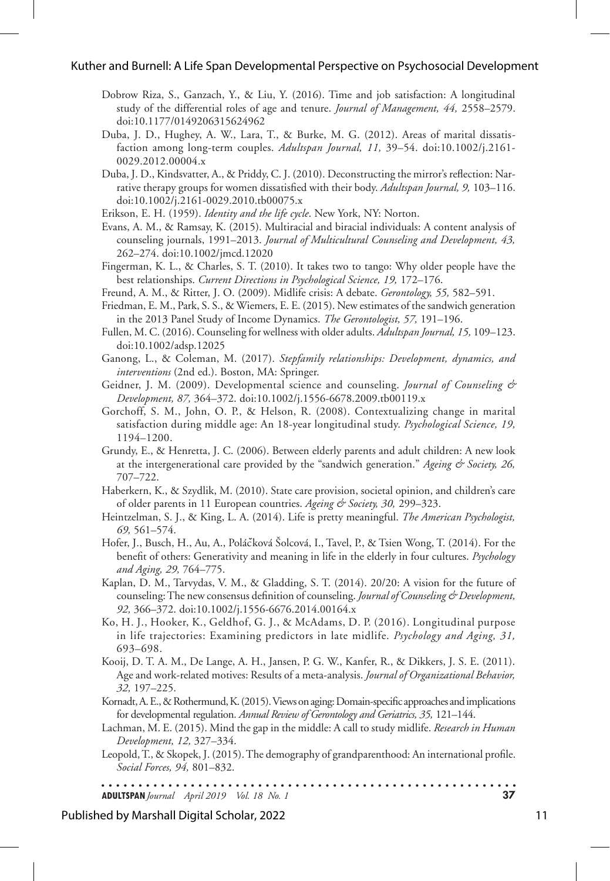Dobrow Riza, S., Ganzach, Y., & Liu, Y. (2016). Time and job satisfaction: A longitudinal study of the differential roles of age and tenure. *Journal of Management, 44,* 2558–2579. doi:10.1177/0149206315624962

Duba, J. D., Hughey, A. W., Lara, T., & Burke, M. G. (2012). Areas of marital dissatisfaction among long-term couples. *Adultspan Journal, 11,* 39–54. doi:10.1002/j.2161-0029.2012.00004.x

Duba, J. D., Kindsvatter, A., & Priddy, C. J. (2010). Deconstructing the mirror's reflection: Narrative therapy groups for women dissatisfied with their body. *Adultspan Journal, 9,* 103–116. doi:10.1002/j.2161-0029.2010.tb00075.x

Erikson, E. H. (1959). *Identity and the life cycle*. New York, NY: Norton.

Evans, A. M., & Ramsay, K. (2015). Multiracial and biracial individuals: A content analysis of counseling journals, 1991–2013. *Journal of Multicultural Counseling and Development, 43,* 262–274. doi:10.1002/jmcd.12020

Fingerman, K. L., & Charles, S. T. (2010). It takes two to tango: Why older people have the best relationships. *Current Directions in Psychological Science, 19,* 172–176.

Freund, A. M., & Ritter, J. O. (2009). Midlife crisis: A debate. *Gerontology, 55,* 582–591.

Friedman, E. M., Park, S. S., & Wiemers, E. E. (2015). New estimates of the sandwich generation in the 2013 Panel Study of Income Dynamics. *The Gerontologist, 57,* 191–196.

Fullen, M. C. (2016). Counseling for wellness with older adults. *Adultspan Journal, 15,* 109–123. doi:10.1002/adsp.12025

Ganong, L., & Coleman, M. (2017). *Stepfamily relationships: Development, dynamics, and interventions* (2nd ed.). Boston, MA: Springer.

Geidner, J. M. (2009). Developmental science and counseling. *Journal of Counseling & Development, 87,* 364–372. doi:10.1002/j.1556-6678.2009.tb00119.x

Gorchoff, S. M., John, O. P., & Helson, R. (2008). Contextualizing change in marital satisfaction during middle age: An 18-year longitudinal study. *Psychological Science, 19,* 1194–1200.

Grundy, E., & Henretta, J. C. (2006). Between elderly parents and adult children: A new look at the intergenerational care provided by the "sandwich generation." *Ageing & Society, 26,* 707–722.

Haberkern, K., & Szydlik, M. (2010). State care provision, societal opinion, and children's care of older parents in 11 European countries. *Ageing & Society, 30,* 299–323.

Heintzelman, S. J., & King, L. A. (2014). Life is pretty meaningful. *The American Psychologist, 69,* 561–574.

Hofer, J., Busch, H., Au, A., Poláčková Šolcová, I., Tavel, P., & Tsien Wong, T. (2014). For the benefit of others: Generativity and meaning in life in the elderly in four cultures. *Psychology and Aging, 29,* 764–775.

Kaplan, D. M., Tarvydas, V. M., & Gladding, S. T. (2014). 20/20: A vision for the future of counseling: The new consensus definition of counseling. *Journal of Counseling & Development, 92,* 366–372. doi:10.1002/j.1556-6676.2014.00164.x

Ko, H. J., Hooker, K., Geldhof, G. J., & McAdams, D. P. (2016). Longitudinal purpose in life trajectories: Examining predictors in late midlife. *Psychology and Aging, 31,* 693–698.

Kooij, D. T. A. M., De Lange, A. H., Jansen, P. G. W., Kanfer, R., & Dikkers, J. S. E. (2011). Age and work-related motives: Results of a meta-analysis. *Journal of Organizational Behavior, 32,* 197–225.

Kornadt, A. E., & Rothermund, K. (2015). Views on aging: Domain-specific approaches and implications for developmental regulation. *Annual Review of Gerontology and Geriatrics, 35,* 121–144.

Lachman, M. E. (2015). Mind the gap in the middle: A call to study midlife. *Research in Human Development, 12,* 327–334.

Leopold, T., & Skopek, J. (2015). The demography of grandparenthood: An international profile. *Social Forces, 94,* 801–832.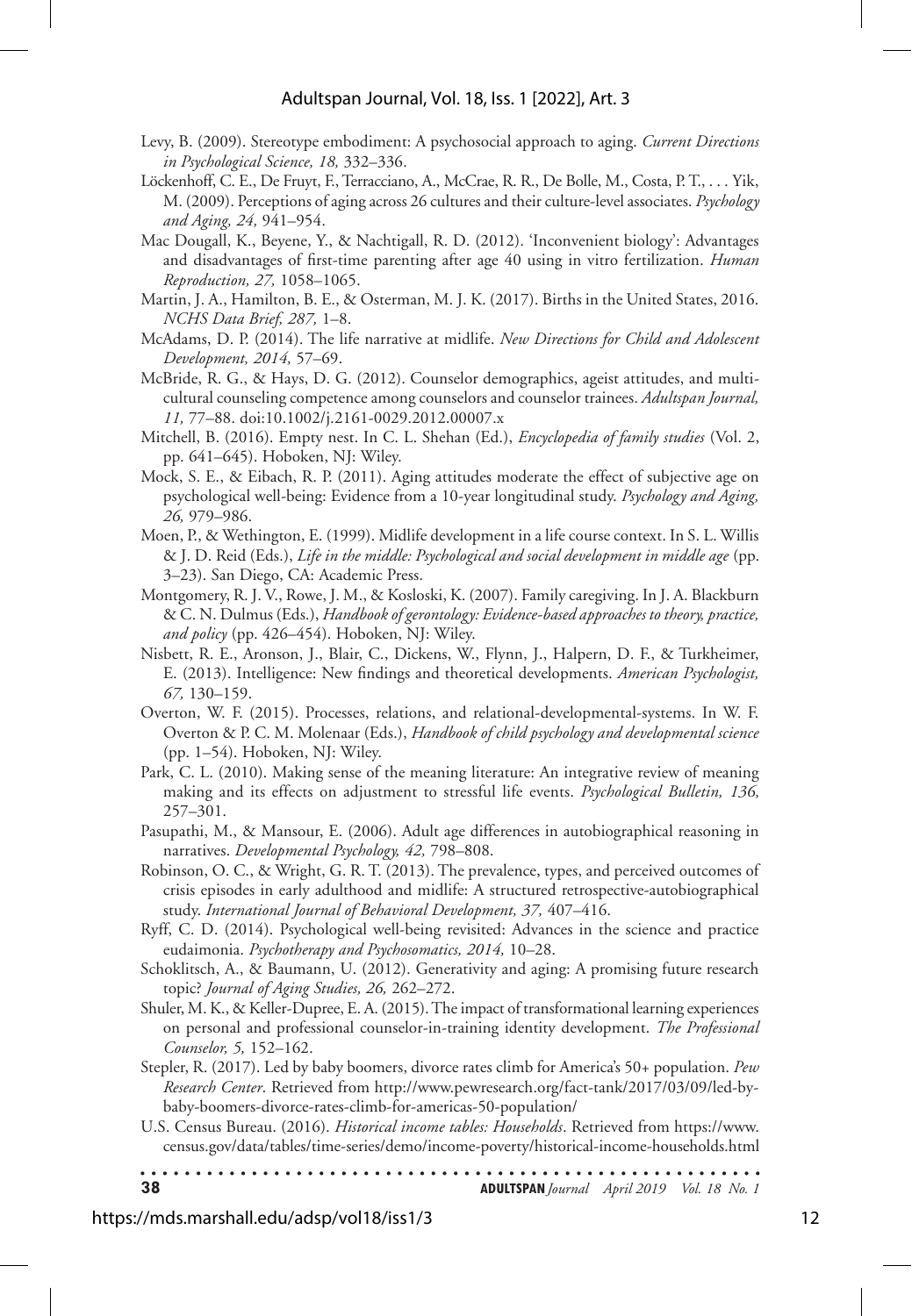Levy, B. (2009). Stereotype embodiment: A psychosocial approach to aging. *Current Directions in Psychological Science, 18,* 332–336.

Löckenhoff, C. E., De Fruyt, F., Terracciano, A., McCrae, R. R., De Bolle, M., Costa, P. T., . . . Yik, M. (2009). Perceptions of aging across 26 cultures and their culture-level associates. *Psychology and Aging, 24,* 941–954.

Mac Dougall, K., Beyene, Y., & Nachtigall, R. D. (2012). 'Inconvenient biology': Advantages and disadvantages of first-time parenting after age 40 using in vitro fertilization. *Human Reproduction, 27,* 1058–1065.

Martin, J. A., Hamilton, B. E., & Osterman, M. J. K. (2017). Births in the United States, 2016. *NCHS Data Brief, 287,* 1–8.

McAdams, D. P. (2014). The life narrative at midlife. *New Directions for Child and Adolescent Development, 2014,* 57–69.

McBride, R. G., & Hays, D. G. (2012). Counselor demographics, ageist attitudes, and multicultural counseling competence among counselors and counselor trainees. *Adultspan Journal, 11,* 77–88. doi:10.1002/j.2161-0029.2012.00007.x

Mitchell, B. (2016). Empty nest. In C. L. Shehan (Ed.), *Encyclopedia of family studies* (Vol. 2, pp. 641–645). Hoboken, NJ: Wiley.

Mock, S. E., & Eibach, R. P. (2011). Aging attitudes moderate the effect of subjective age on psychological well-being: Evidence from a 10-year longitudinal study. *Psychology and Aging, 26,* 979–986.

Moen, P., & Wethington, E. (1999). Midlife development in a life course context. In S. L. Willis & J. D. Reid (Eds.), *Life in the middle: Psychological and social development in middle age* (pp. 3–23). San Diego, CA: Academic Press.

Montgomery, R. J. V., Rowe, J. M., & Kosloski, K. (2007). Family caregiving. In J. A. Blackburn & C. N. Dulmus (Eds.), *Handbook of gerontology: Evidence-based approaches to theory, practice, and policy* (pp. 426–454). Hoboken, NJ: Wiley.

Nisbett, R. E., Aronson, J., Blair, C., Dickens, W., Flynn, J., Halpern, D. F., & Turkheimer, E. (2013). Intelligence: New findings and theoretical developments. *American Psychologist, 67,* 130–159.

Overton, W. F. (2015). Processes, relations, and relational-developmental-systems. In W. F. Overton & P. C. M. Molenaar (Eds.), *Handbook of child psychology and developmental science* (pp. 1–54). Hoboken, NJ: Wiley.

Park, C. L. (2010). Making sense of the meaning literature: An integrative review of meaning making and its effects on adjustment to stressful life events. *Psychological Bulletin, 136,* 257–301.

Pasupathi, M., & Mansour, E. (2006). Adult age differences in autobiographical reasoning in narratives. *Developmental Psychology, 42,* 798–808.

Robinson, O. C., & Wright, G. R. T. (2013). The prevalence, types, and perceived outcomes of crisis episodes in early adulthood and midlife: A structured retrospective-autobiographical study. *International Journal of Behavioral Development, 37,* 407–416.

Ryff, C. D. (2014). Psychological well-being revisited: Advances in the science and practice eudaimonia. *Psychotherapy and Psychosomatics, 2014,* 10–28.

Schoklitsch, A., & Baumann, U. (2012). Generativity and aging: A promising future research topic? *Journal of Aging Studies, 26,* 262–272.

Shuler, M. K., & Keller-Dupree, E. A. (2015). The impact of transformational learning experiences on personal and professional counselor-in-training identity development. *The Professional Counselor, 5,* 152–162.

Stepler, R. (2017). Led by baby boomers, divorce rates climb for America's 50+ population. *Pew Research Center*. Retrieved from http://www.pewresearch.org/fact-tank/2017/03/09/led-by-baby-boomers-divorce-rates-climb-for-americas-50-population/

U.S. Census Bureau. (2016). *Historical income tables: Households*. Retrieved from https://www.census.gov/data/tables/time-series/demo/income-poverty/historical-income-households.html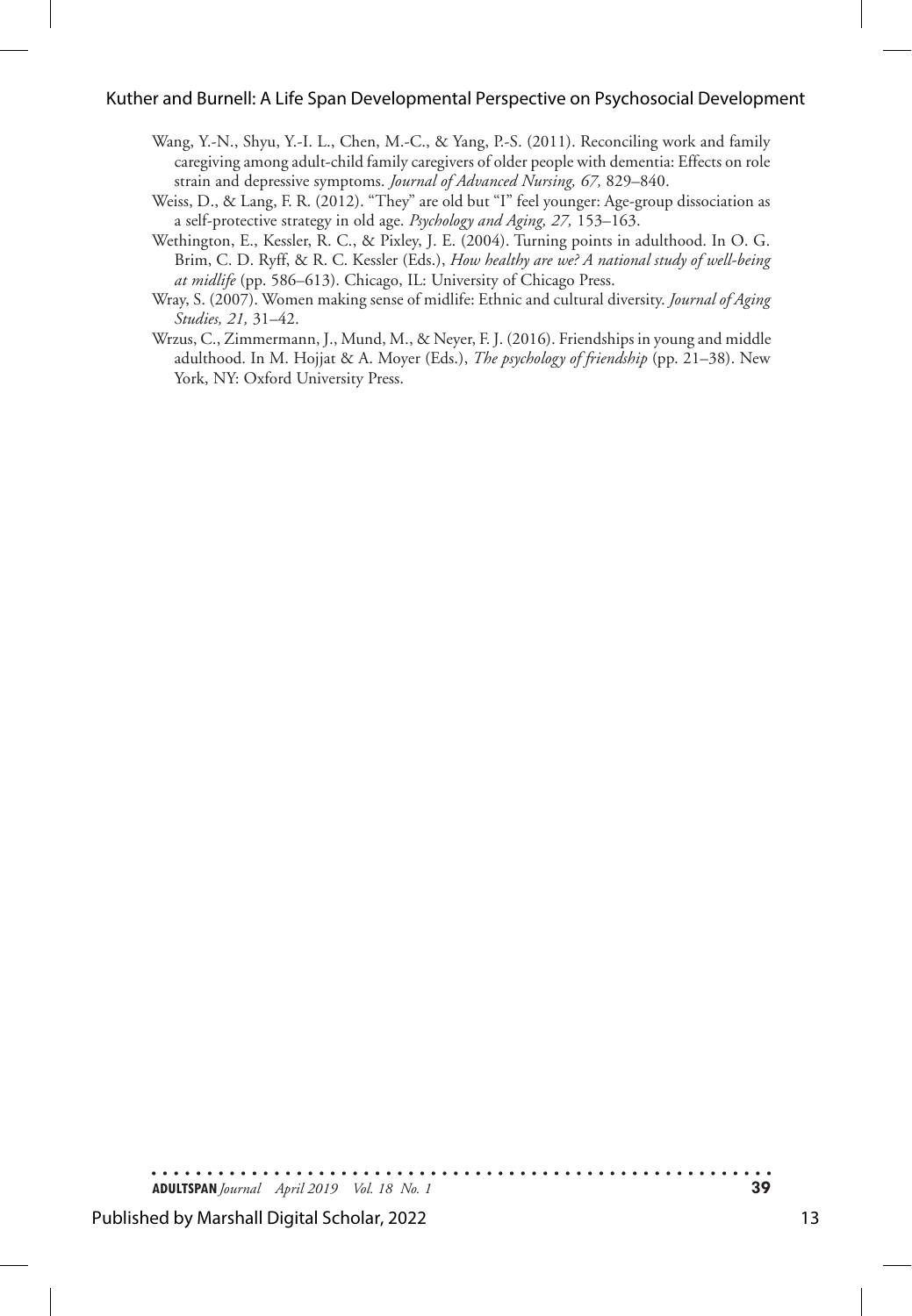Wang, Y.-N., Shyu, Y.-I. L., Chen, M.-C., & Yang, P.-S. (2011). Reconciling work and family caregiving among adult-child family caregivers of older people with dementia: Effects on role strain and depressive symptoms. *Journal of Advanced Nursing, 67,* 829–840.

Weiss, D., & Lang, F. R. (2012). "They" are old but "I" feel younger: Age-group dissociation as a self-protective strategy in old age. *Psychology and Aging, 27,* 153–163.

Wethington, E., Kessler, R. C., & Pixley, J. E. (2004). Turning points in adulthood. In O. G. Brim, C. D. Ryff, & R. C. Kessler (Eds.), *How healthy are we? A national study of well-being at midlife* (pp. 586–613). Chicago, IL: University of Chicago Press.

Wray, S. (2007). Women making sense of midlife: Ethnic and cultural diversity. *Journal of Aging Studies, 21,* 31–42.

Wrzus, C., Zimmermann, J., Mund, M., & Neyer, F. J. (2016). Friendships in young and middle adulthood. In M. Hojjat & A. Moyer (Eds.), *The psychology of friendship* (pp. 21–38). New York, NY: Oxford University Press.